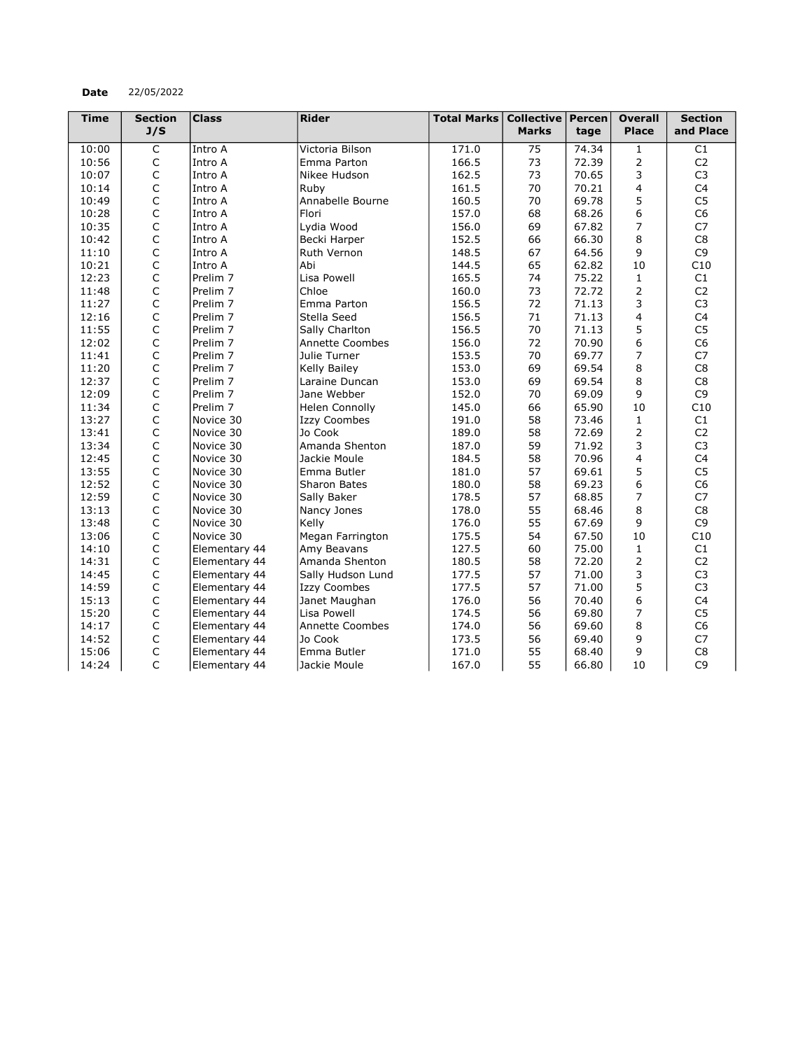**Date** 22/05/2022

| Time | Section J/S | Class | Rider | Total Marks | Collective Marks | Percentage | Overall Place | Section and Place |
|---|---|---|---|---|---|---|---|---|
| 10:00 | C | Intro A | Victoria Bilson | 171.0 | 75 | 74.34 | 1 | C1 |
| 10:56 | C | Intro A | Emma Parton | 166.5 | 73 | 72.39 | 2 | C2 |
| 10:07 | C | Intro A | Nikee Hudson | 162.5 | 73 | 70.65 | 3 | C3 |
| 10:14 | C | Intro A | Ruby | 161.5 | 70 | 70.21 | 4 | C4 |
| 10:49 | C | Intro A | Annabelle Bourne | 160.5 | 70 | 69.78 | 5 | C5 |
| 10:28 | C | Intro A | Flori | 157.0 | 68 | 68.26 | 6 | C6 |
| 10:35 | C | Intro A | Lydia Wood | 156.0 | 69 | 67.82 | 7 | C7 |
| 10:42 | C | Intro A | Becki Harper | 152.5 | 66 | 66.30 | 8 | C8 |
| 11:10 | C | Intro A | Ruth Vernon | 148.5 | 67 | 64.56 | 9 | C9 |
| 10:21 | C | Intro A | Abi | 144.5 | 65 | 62.82 | 10 | C10 |
| 12:23 | C | Prelim 7 | Lisa Powell | 165.5 | 74 | 75.22 | 1 | C1 |
| 11:48 | C | Prelim 7 | Chloe | 160.0 | 73 | 72.72 | 2 | C2 |
| 11:27 | C | Prelim 7 | Emma Parton | 156.5 | 72 | 71.13 | 3 | C3 |
| 12:16 | C | Prelim 7 | Stella Seed | 156.5 | 71 | 71.13 | 4 | C4 |
| 11:55 | C | Prelim 7 | Sally Charlton | 156.5 | 70 | 71.13 | 5 | C5 |
| 12:02 | C | Prelim 7 | Annette Coombes | 156.0 | 72 | 70.90 | 6 | C6 |
| 11:41 | C | Prelim 7 | Julie Turner | 153.5 | 70 | 69.77 | 7 | C7 |
| 11:20 | C | Prelim 7 | Kelly Bailey | 153.0 | 69 | 69.54 | 8 | C8 |
| 12:37 | C | Prelim 7 | Laraine Duncan | 153.0 | 69 | 69.54 | 8 | C8 |
| 12:09 | C | Prelim 7 | Jane Webber | 152.0 | 70 | 69.09 | 9 | C9 |
| 11:34 | C | Prelim 7 | Helen Connolly | 145.0 | 66 | 65.90 | 10 | C10 |
| 13:27 | C | Novice 30 | Izzy Coombes | 191.0 | 58 | 73.46 | 1 | C1 |
| 13:41 | C | Novice 30 | Jo Cook | 189.0 | 58 | 72.69 | 2 | C2 |
| 13:34 | C | Novice 30 | Amanda Shenton | 187.0 | 59 | 71.92 | 3 | C3 |
| 12:45 | C | Novice 30 | Jackie Moule | 184.5 | 58 | 70.96 | 4 | C4 |
| 13:55 | C | Novice 30 | Emma Butler | 181.0 | 57 | 69.61 | 5 | C5 |
| 12:52 | C | Novice 30 | Sharon Bates | 180.0 | 58 | 69.23 | 6 | C6 |
| 12:59 | C | Novice 30 | Sally Baker | 178.5 | 57 | 68.85 | 7 | C7 |
| 13:13 | C | Novice 30 | Nancy Jones | 178.0 | 55 | 68.46 | 8 | C8 |
| 13:48 | C | Novice 30 | Kelly | 176.0 | 55 | 67.69 | 9 | C9 |
| 13:06 | C | Novice 30 | Megan Farrington | 175.5 | 54 | 67.50 | 10 | C10 |
| 14:10 | C | Elementary 44 | Amy Beavans | 127.5 | 60 | 75.00 | 1 | C1 |
| 14:31 | C | Elementary 44 | Amanda Shenton | 180.5 | 58 | 72.20 | 2 | C2 |
| 14:45 | C | Elementary 44 | Sally Hudson Lund | 177.5 | 57 | 71.00 | 3 | C3 |
| 14:59 | C | Elementary 44 | Izzy Coombes | 177.5 | 57 | 71.00 | 5 | C3 |
| 15:13 | C | Elementary 44 | Janet Maughan | 176.0 | 56 | 70.40 | 6 | C4 |
| 15:20 | C | Elementary 44 | Lisa Powell | 174.5 | 56 | 69.80 | 7 | C5 |
| 14:17 | C | Elementary 44 | Annette Coombes | 174.0 | 56 | 69.60 | 8 | C6 |
| 14:52 | C | Elementary 44 | Jo Cook | 173.5 | 56 | 69.40 | 9 | C7 |
| 15:06 | C | Elementary 44 | Emma Butler | 171.0 | 55 | 68.40 | 9 | C8 |
| 14:24 | C | Elementary 44 | Jackie Moule | 167.0 | 55 | 66.80 | 10 | C9 |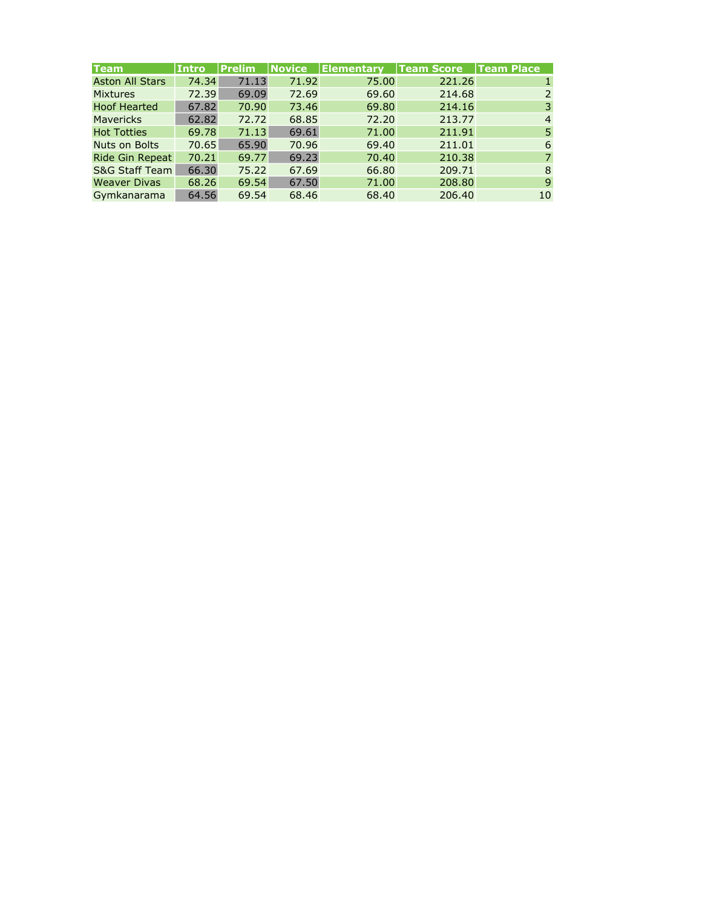| Team | Intro | Prelim | Novice | Elementary | Team Score | Team Place |
|---|---|---|---|---|---|---|
| Aston All Stars | 74.34 | 71.13 | 71.92 | 75.00 | 221.26 | 1 |
| Mixtures | 72.39 | 69.09 | 72.69 | 69.60 | 214.68 | 2 |
| Hoof Hearted | 67.82 | 70.90 | 73.46 | 69.80 | 214.16 | 3 |
| Mavericks | 62.82 | 72.72 | 68.85 | 72.20 | 213.77 | 4 |
| Hot Totties | 69.78 | 71.13 | 69.61 | 71.00 | 211.91 | 5 |
| Nuts on Bolts | 70.65 | 65.90 | 70.96 | 69.40 | 211.01 | 6 |
| Ride Gin Repeat | 70.21 | 69.77 | 69.23 | 70.40 | 210.38 | 7 |
| S&G Staff Team | 66.30 | 75.22 | 67.69 | 66.80 | 209.71 | 8 |
| Weaver Divas | 68.26 | 69.54 | 67.50 | 71.00 | 208.80 | 9 |
| Gymkanarama | 64.56 | 69.54 | 68.46 | 68.40 | 206.40 | 10 |